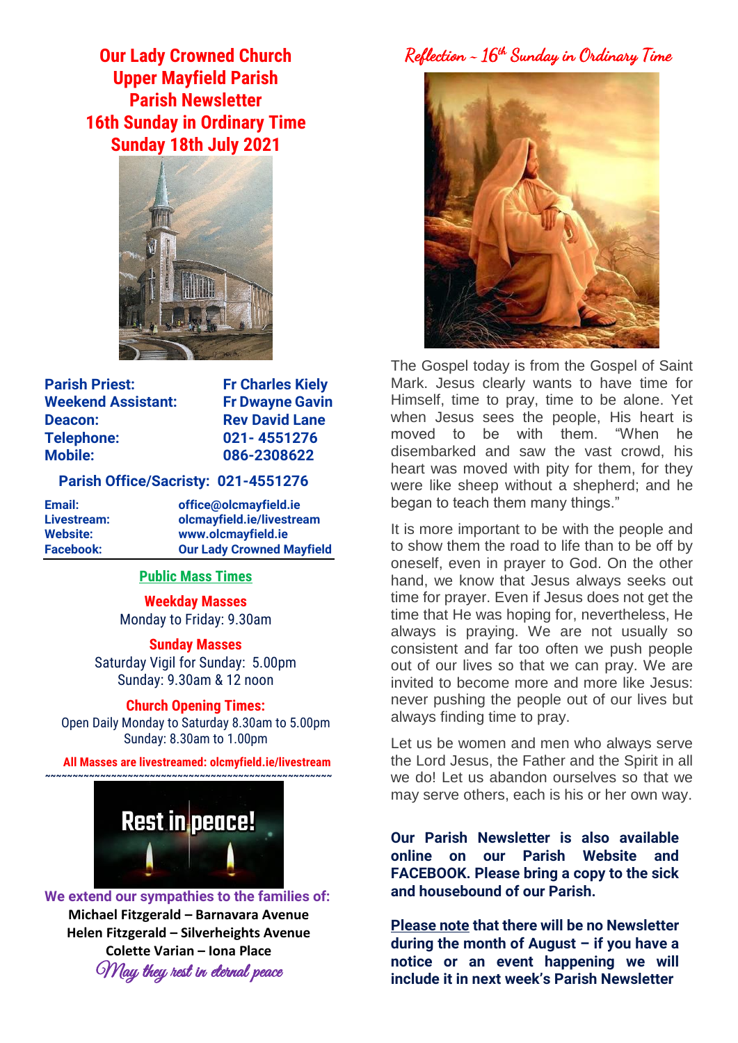# Our Lady Crowned Church
## Upper Mayfield Parish
## Parish Newsletter
## 16th Sunday in Ordinary Time
## Sunday 18th July 2021

| | |
|---|---|
| **Parish Priest:** | **Fr Charles Kiely** |
| **Weekend Assistant:** | **Fr Dwayne Gavin** |
| **Deacon:** | **Rev David Lane** |
| **Telephone:** | **021- 4551276** |
| **Mobile:** | **086-2308622** |

**Parish Office/Sacristy: 021-4551276**

| | |
|---|---|
| **Email:** | **office@olcmayfield.ie** |
| **Livestream:** | **olcmayfield.ie/livestream** |
| **Website:** | **www.olcmayfield.ie** |
| **Facebook:** | **Our Lady Crowned Mayfield** |

### Public Mass Times

**Weekday Masses**
Monday to Friday: 9.30am

**Sunday Masses**
Saturday Vigil for Sunday: 5.00pm
Sunday: 9.30am & 12 noon

**Church Opening Times:**
Open Daily Monday to Saturday 8.30am to 5.00pm
Sunday: 8.30am to 1.00pm

**All Masses are livestreamed: olcmyfield.ie/livestream**

~~~~~~~~~~~~~~~~~~~~~~~~~~~~~~~~~~~~~~~~~~~~~~~~~~~~

Rest in peace!

**We extend our sympathies to the families of:**

**Michael Fitzgerald – Barnavara Avenue**
**Helen Fitzgerald – Silverheights Avenue**
**Colette Varian – Iona Place**

*May they rest in eternal peace*

## Reflection – 16th Sunday in Ordinary Time

The Gospel today is from the Gospel of Saint Mark. Jesus clearly wants to have time for Himself, time to pray, time to be alone. Yet when Jesus sees the people, His heart is moved to be with them. "When he disembarked and saw the vast crowd, his heart was moved with pity for them, for they were like sheep without a shepherd; and he began to teach them many things."

It is more important to be with the people and to show them the road to life than to be off by oneself, even in prayer to God. On the other hand, we know that Jesus always seeks out time for prayer. Even if Jesus does not get the time that He was hoping for, nevertheless, He always is praying. We are not usually so consistent and far too often we push people out of our lives so that we can pray. We are invited to become more and more like Jesus: never pushing the people out of our lives but always finding time to pray.

Let us be women and men who always serve the Lord Jesus, the Father and the Spirit in all we do! Let us abandon ourselves so that we may serve others, each is his or her own way.

**Our Parish Newsletter is also available online on our Parish Website and FACEBOOK. Please bring a copy to the sick and housebound of our Parish.**

**<u>Please note</u> that there will be no Newsletter during the month of August – if you have a notice or an event happening we will include it in next week's Parish Newsletter**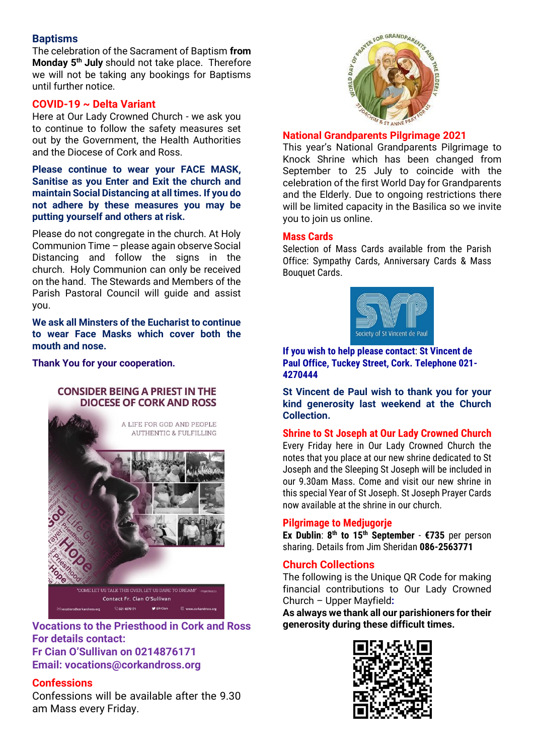## Baptisms

The celebration of the Sacrament of Baptism **from Monday 5th July** should not take place. Therefore we will not be taking any bookings for Baptisms until further notice.

## COVID-19 ~ Delta Variant

Here at Our Lady Crowned Church - we ask you to continue to follow the safety measures set out by the Government, the Health Authorities and the Diocese of Cork and Ross.

**Please continue to wear your FACE MASK, Sanitise as you Enter and Exit the church and maintain Social Distancing at all times. If you do not adhere by these measures you may be putting yourself and others at risk.**

Please do not congregate in the church. At Holy Communion Time – please again observe Social Distancing and follow the signs in the church. Holy Communion can only be received on the hand. The Stewards and Members of the Parish Pastoral Council will guide and assist you.

**We ask all Minsters of the Eucharist to continue to wear Face Masks which cover both the mouth and nose.**

**Thank You for your cooperation.**

CONSIDER BEING A PRIEST IN THE DIOCESE OF CORK AND ROSS

A LIFE FOR GOD AND PEOPLE
AUTHENTIC & FULFILLING

"COME LET US TALK THIS OVER, LET US DARE TO DREAM" – Pope Francis

Contact Fr. Cian O'Sullivan

vocations@corkandross.org | 021 4876171 | @FrCian | www.corkandross.org

**Vocations to the Priesthood in Cork and Ross**
**For details contact:**
**Fr Cian O'Sullivan on 0214876171**
**Email: vocations@corkandross.org**

## Confessions

Confessions will be available after the 9.30 am Mass every Friday.

## National Grandparents Pilgrimage 2021

This year's National Grandparents Pilgrimage to Knock Shrine which has been changed from September to 25 July to coincide with the celebration of the first World Day for Grandparents and the Elderly. Due to ongoing restrictions there will be limited capacity in the Basilica so we invite you to join us online.

## Mass Cards

Selection of Mass Cards available from the Parish Office: Sympathy Cards, Anniversary Cards & Mass Bouquet Cards.

Society of St Vincent de Paul

**If you wish to help please contact: St Vincent de Paul Office, Tuckey Street, Cork. Telephone 021-4270444**

**St Vincent de Paul wish to thank you for your kind generosity last weekend at the Church Collection.**

## Shrine to St Joseph at Our Lady Crowned Church

Every Friday here in Our Lady Crowned Church the notes that you place at our new shrine dedicated to St Joseph and the Sleeping St Joseph will be included in our 9.30am Mass. Come and visit our new shrine in this special Year of St Joseph. St Joseph Prayer Cards now available at the shrine in our church.

## Pilgrimage to Medjugorje

**Ex Dublin**: **8th to 15th September** - **€735** per person sharing. Details from Jim Sheridan **086-2563771**

## Church Collections

The following is the Unique QR Code for making financial contributions to Our Lady Crowned Church – Upper Mayfield**:**

**As always we thank all our parishioners for their generosity during these difficult times.**